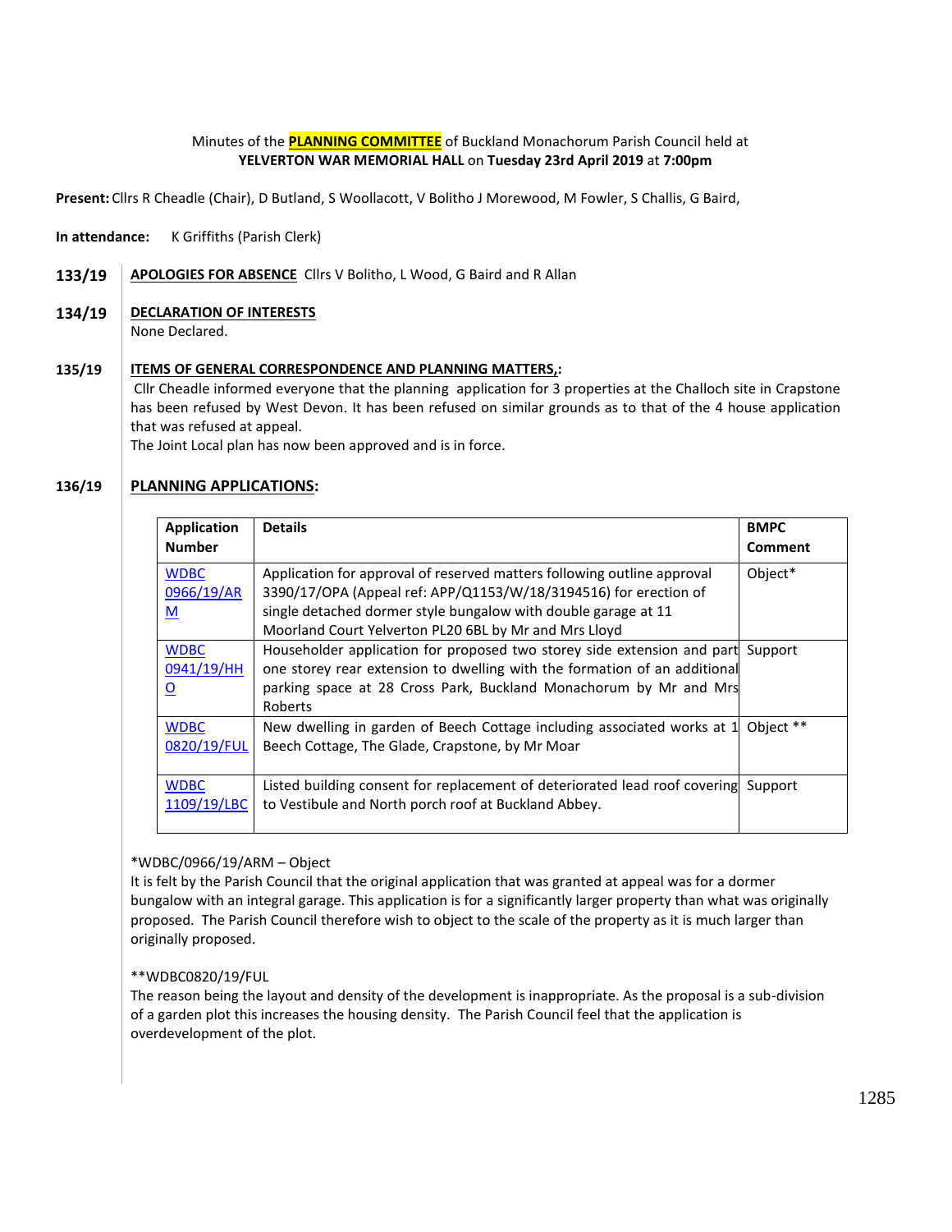Minutes of the **PLANNING COMMITTEE** of Buckland Monachorum Parish Council held at **YELVERTON WAR MEMORIAL HALL** on **Tuesday 23rd April 2019** at **7:00pm**

**Present:** Cllrs R Cheadle (Chair), D Butland, S Woollacott, V Bolitho J Morewood, M Fowler, S Challis, G Baird,

**In attendance:** K Griffiths (Parish Clerk)

**133/19** **APOLOGIES FOR ABSENCE** Cllrs V Bolitho, L Wood, G Baird and R Allan

**134/19** **DECLARATION OF INTERESTS**
None Declared.

**135/19** **ITEMS OF GENERAL CORRESPONDENCE AND PLANNING MATTERS,:**
Cllr Cheadle informed everyone that the planning application for 3 properties at the Challoch site in Crapstone has been refused by West Devon. It has been refused on similar grounds as to that of the 4 house application that was refused at appeal.
The Joint Local plan has now been approved and is in force.

**136/19** **PLANNING APPLICATIONS:**

| Application Number | Details | BMPC Comment |
|---|---|---|
| WDBC 0966/19/ARM | Application for approval of reserved matters following outline approval 3390/17/OPA (Appeal ref: APP/Q1153/W/18/3194516) for erection of single detached dormer style bungalow with double garage at 11 Moorland Court Yelverton PL20 6BL by Mr and Mrs Lloyd | Object* |
| WDBC 0941/19/HHO | Householder application for proposed two storey side extension and part one storey rear extension to dwelling with the formation of an additional parking space at 28 Cross Park, Buckland Monachorum by Mr and Mrs Roberts | Support |
| WDBC 0820/19/FUL | New dwelling in garden of Beech Cottage including associated works at 1 Beech Cottage, The Glade, Crapstone, by Mr Moar | Object ** |
| WDBC 1109/19/LBC | Listed building consent for replacement of deteriorated lead roof covering to Vestibule and North porch roof at Buckland Abbey. | Support |

*WDBC/0966/19/ARM – Object
It is felt by the Parish Council that the original application that was granted at appeal was for a dormer bungalow with an integral garage. This application is for a significantly larger property than what was originally proposed. The Parish Council therefore wish to object to the scale of the property as it is much larger than originally proposed.

**WDBC0820/19/FUL
The reason being the layout and density of the development is inappropriate. As the proposal is a sub-division of a garden plot this increases the housing density. The Parish Council feel that the application is overdevelopment of the plot.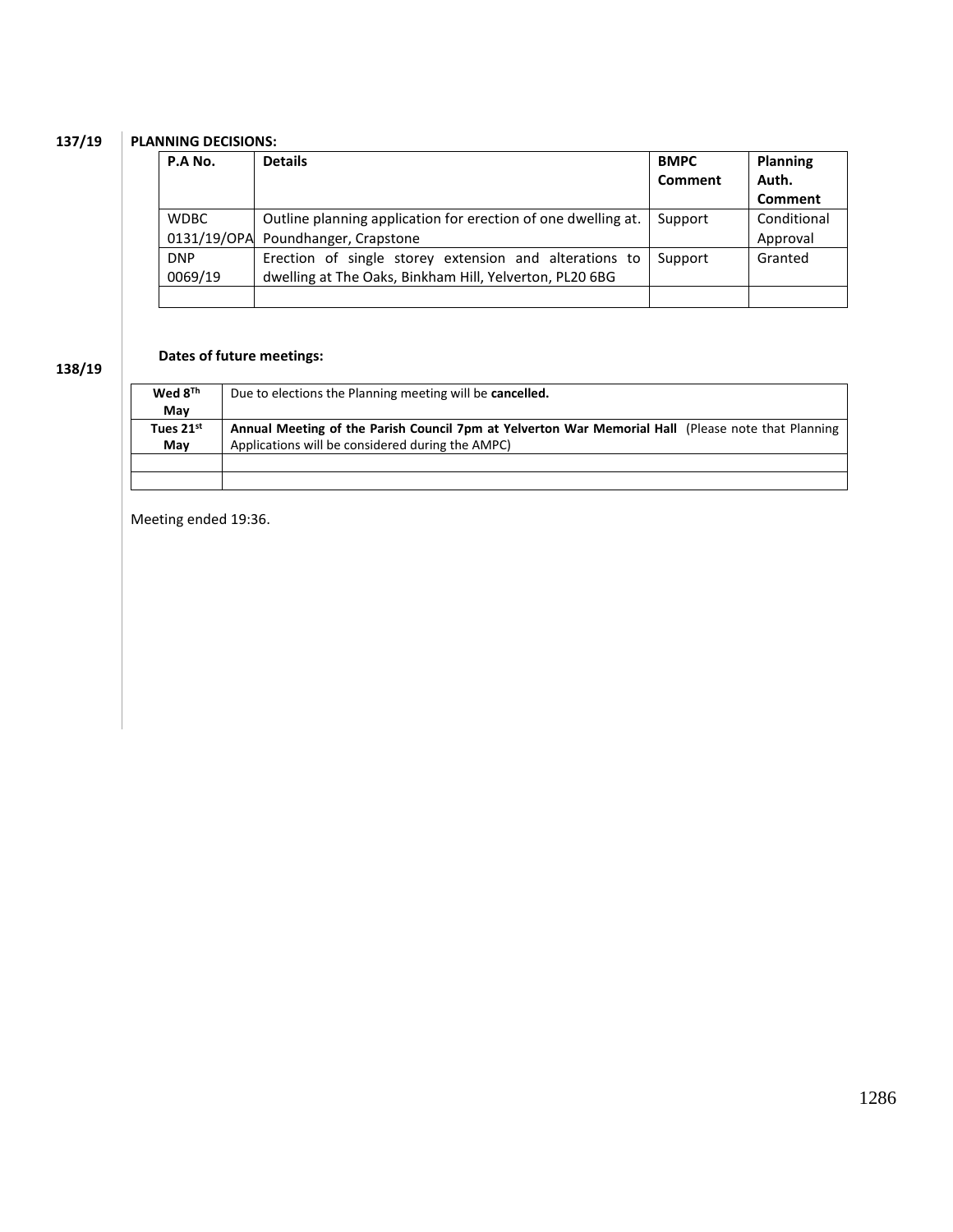**137/19** **PLANNING DECISIONS:**

| P.A No. | Details | BMPC Comment | Planning Auth. Comment |
|---|---|---|---|
| WDBC 0131/19/OPA | Outline planning application for erection of one dwelling at. Poundhanger, Crapstone | Support | Conditional Approval |
| DNP 0069/19 | Erection of single storey extension and alterations to dwelling at The Oaks, Binkham Hill, Yelverton, PL20 6BG | Support | Granted |
| | | | |

**138/19** **Dates of future meetings:**

| | |
|---|---|
| **Wed 8Th May** | Due to elections the Planning meeting will be **cancelled.** |
| **Tues 21st May** | **Annual Meeting of the Parish Council 7pm at Yelverton War Memorial Hall** (Please note that Planning Applications will be considered during the AMPC) |
| | |
| | |

Meeting ended 19:36.